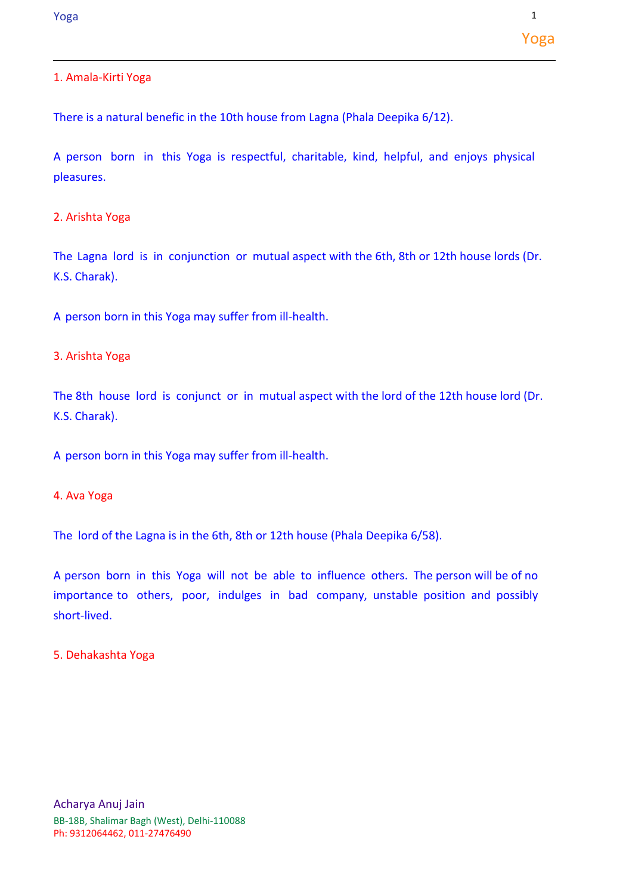# Yoga

## 1. Amala-Kirti Yoga

There is a natural benefic in the 10th house from Lagna (Phala Deepika 6/12).

A person born in this Yoga is respectful, charitable, kind, helpful, and enjoys physical pleasures.

## 2. Arishta Yoga

The Lagna lord is in conjunction or mutual aspect with the 6th, 8th or 12th house lords (Dr. K.S. Charak).

A person born in this Yoga may suffer from ill-health.

## 3. Arishta Yoga

The 8th house lord is conjunct or in mutual aspect with the lord of the 12th house lord (Dr. K.S. Charak).

A person born in this Yoga may suffer from ill-health.

## 4. Ava Yoga

The lord of the Lagna is in the 6th, 8th or 12th house (Phala Deepika 6/58).

A person born in this Yoga will not be able to influence others. The person will be of no importance to others, poor, indulges in bad company, unstable position and possibly short-lived.

## 5. Dehakashta Yoga

Acharya Anuj Jain
BB-18B, Shalimar Bagh (West), Delhi-110088
Ph: 9312064462, 011-27476490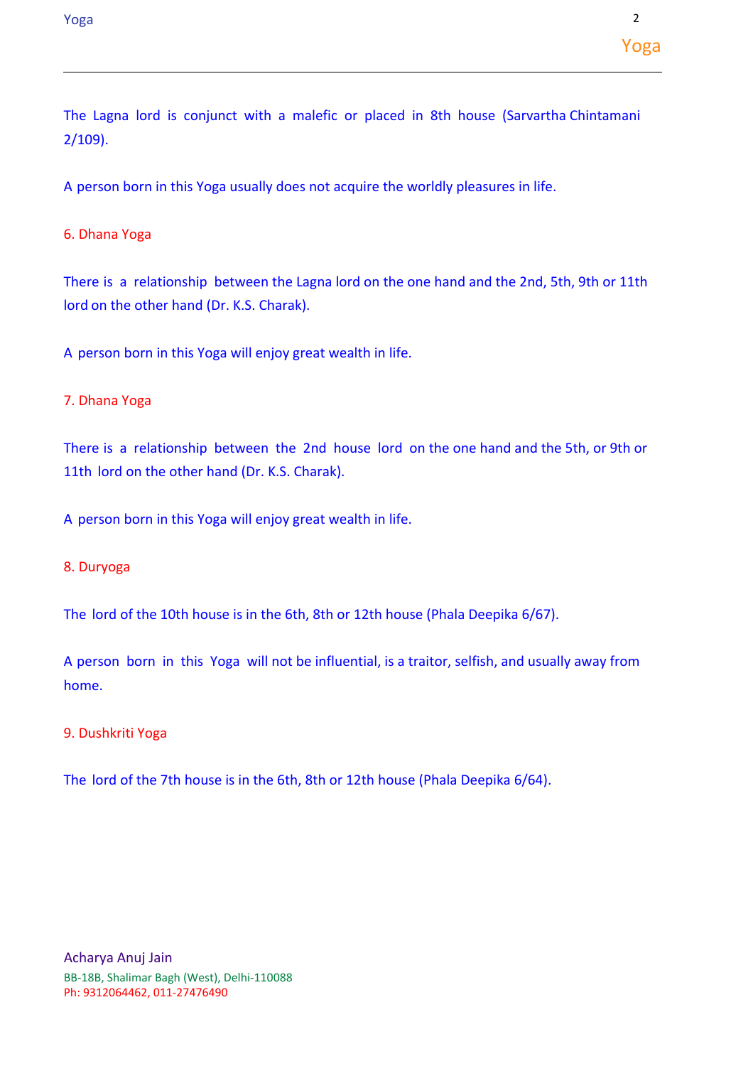The Lagna lord is conjunct with a malefic or placed in 8th house (Sarvartha Chintamani 2/109).

A person born in this Yoga usually does not acquire the worldly pleasures in life.

## 6. Dhana Yoga

There is a relationship between the Lagna lord on the one hand and the 2nd, 5th, 9th or 11th lord on the other hand (Dr. K.S. Charak).

A person born in this Yoga will enjoy great wealth in life.

## 7. Dhana Yoga

There is a relationship between the 2nd house lord on the one hand and the 5th, or 9th or 11th lord on the other hand (Dr. K.S. Charak).

A person born in this Yoga will enjoy great wealth in life.

## 8. Duryoga

The lord of the 10th house is in the 6th, 8th or 12th house (Phala Deepika 6/67).

A person born in this Yoga will not be influential, is a traitor, selfish, and usually away from home.

## 9. Dushkriti Yoga

The lord of the 7th house is in the 6th, 8th or 12th house (Phala Deepika 6/64).

Acharya Anuj Jain
BB-18B, Shalimar Bagh (West), Delhi-110088
Ph: 9312064462, 011-27476490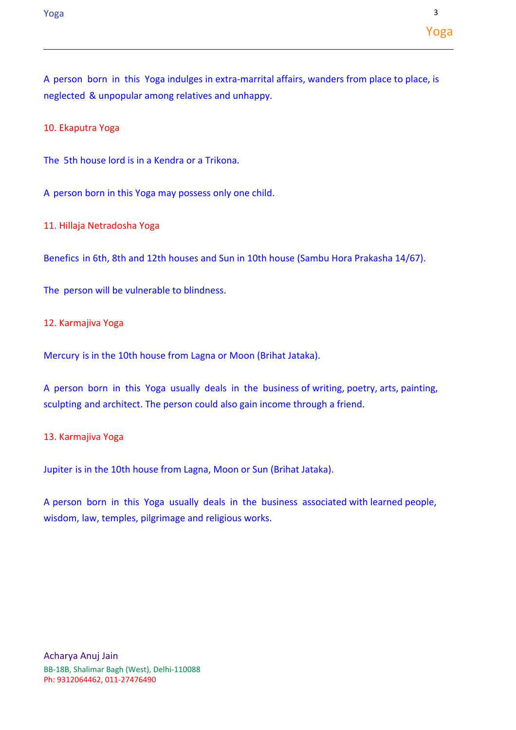A person born in this Yoga indulges in extra-marrital affairs, wanders from place to place, is neglected & unpopular among relatives and unhappy.

### 10. Ekaputra Yoga

The 5th house lord is in a Kendra or a Trikona.

A person born in this Yoga may possess only one child.

### 11. Hillaja Netradosha Yoga

Benefics in 6th, 8th and 12th houses and Sun in 10th house (Sambu Hora Prakasha 14/67).

The person will be vulnerable to blindness.

### 12. Karmajiva Yoga

Mercury is in the 10th house from Lagna or Moon (Brihat Jataka).

A person born in this Yoga usually deals in the business of writing, poetry, arts, painting, sculpting and architect. The person could also gain income through a friend.

### 13. Karmajiva Yoga

Jupiter is in the 10th house from Lagna, Moon or Sun (Brihat Jataka).

A person born in this Yoga usually deals in the business associated with learned people, wisdom, law, temples, pilgrimage and religious works.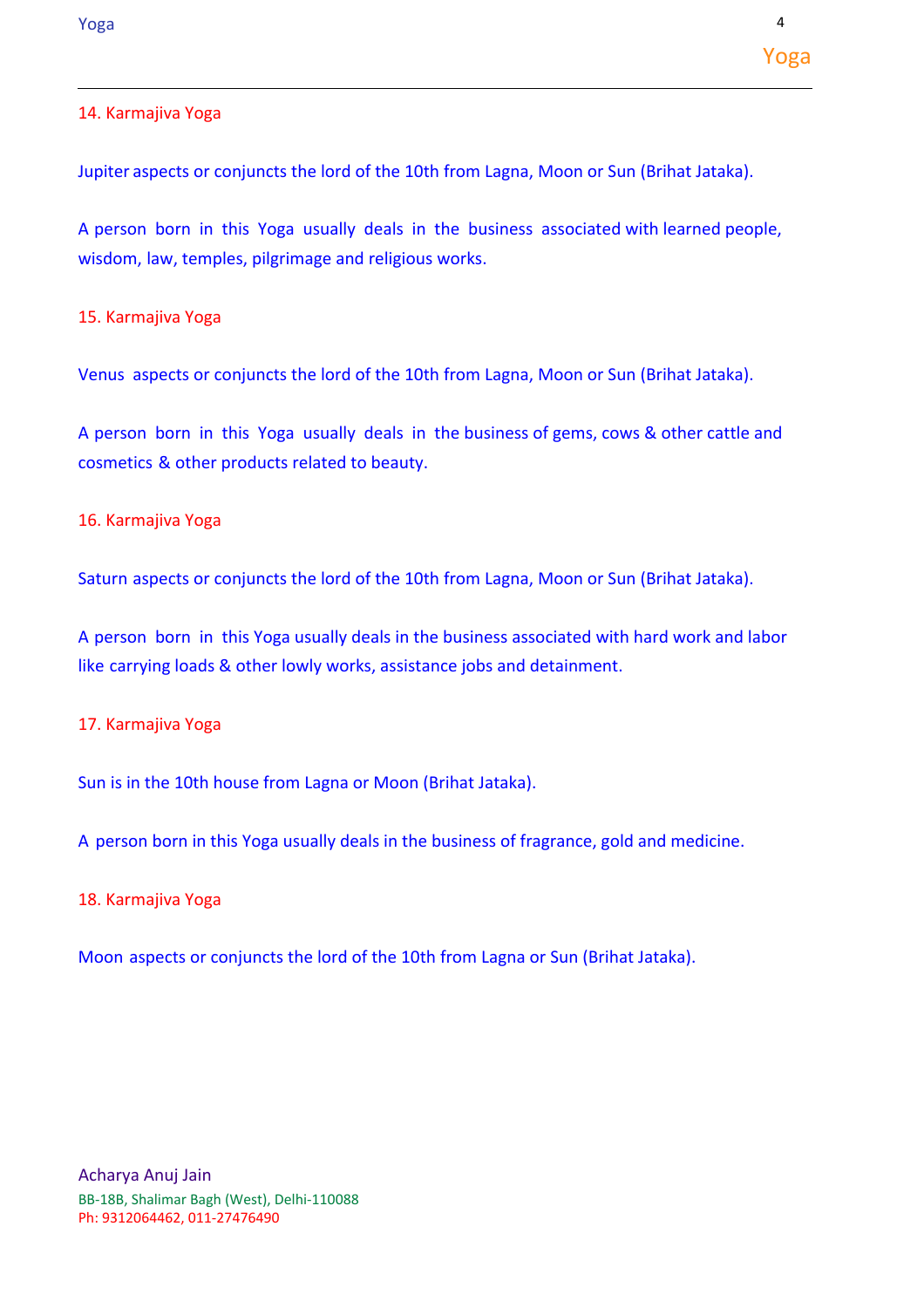### 14. Karmajiva Yoga

Jupiter aspects or conjuncts the lord of the 10th from Lagna, Moon or Sun (Brihat Jataka).

A person born in this Yoga usually deals in the business associated with learned people, wisdom, law, temples, pilgrimage and religious works.

### 15. Karmajiva Yoga

Venus aspects or conjuncts the lord of the 10th from Lagna, Moon or Sun (Brihat Jataka).

A person born in this Yoga usually deals in the business of gems, cows & other cattle and cosmetics & other products related to beauty.

### 16. Karmajiva Yoga

Saturn aspects or conjuncts the lord of the 10th from Lagna, Moon or Sun (Brihat Jataka).

A person born in this Yoga usually deals in the business associated with hard work and labor like carrying loads & other lowly works, assistance jobs and detainment.

### 17. Karmajiva Yoga

Sun is in the 10th house from Lagna or Moon (Brihat Jataka).

A person born in this Yoga usually deals in the business of fragrance, gold and medicine.

### 18. Karmajiva Yoga

Moon aspects or conjuncts the lord of the 10th from Lagna or Sun (Brihat Jataka).

Acharya Anuj Jain
BB-18B, Shalimar Bagh (West), Delhi-110088
Ph: 9312064462, 011-27476490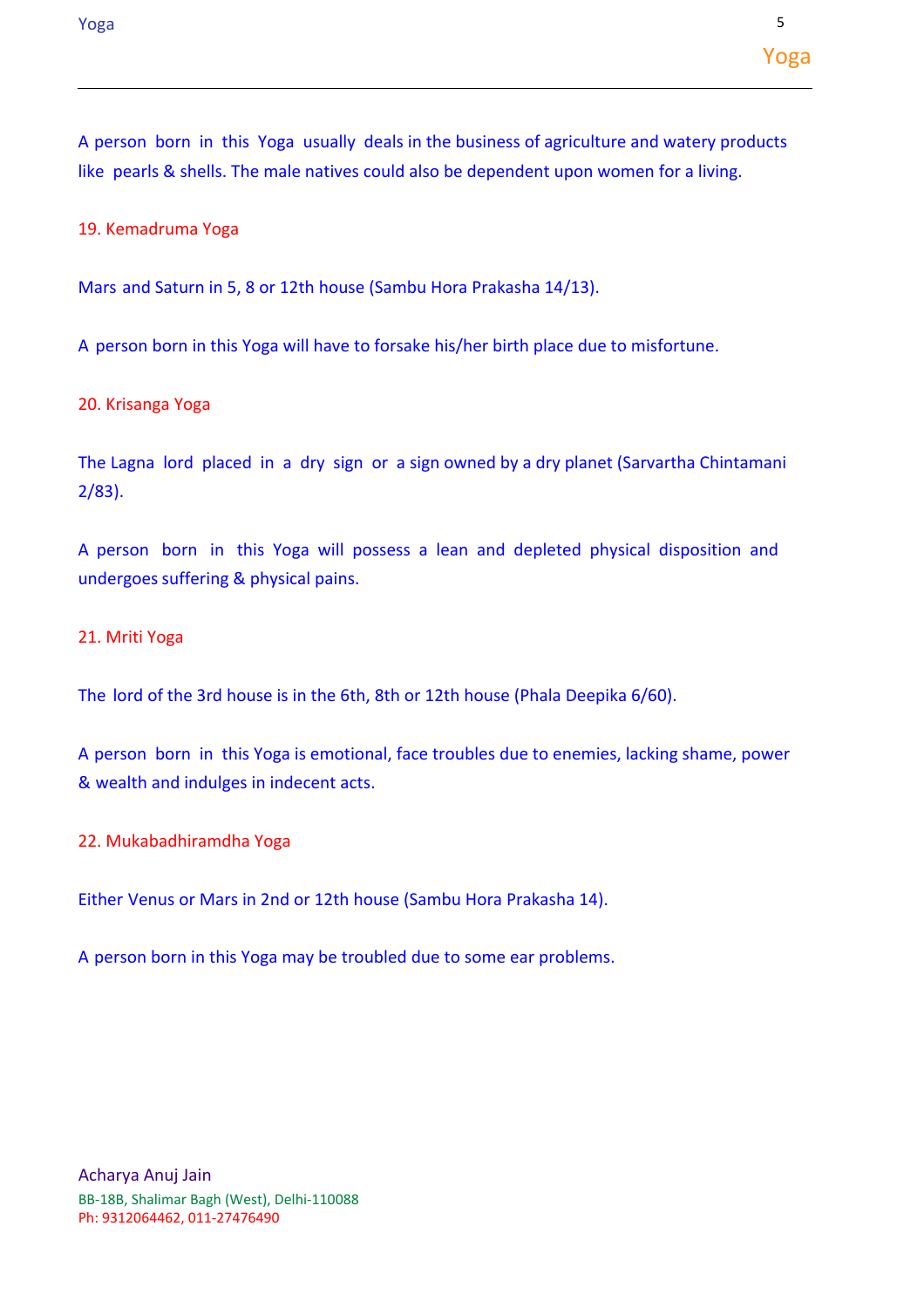A person born in this Yoga usually deals in the business of agriculture and watery products like pearls & shells. The male natives could also be dependent upon women for a living.

## 19. Kemadruma Yoga

Mars and Saturn in 5, 8 or 12th house (Sambu Hora Prakasha 14/13).

A person born in this Yoga will have to forsake his/her birth place due to misfortune.

## 20. Krisanga Yoga

The Lagna lord placed in a dry sign or a sign owned by a dry planet (Sarvartha Chintamani 2/83).

A person born in this Yoga will possess a lean and depleted physical disposition and undergoes suffering & physical pains.

## 21. Mriti Yoga

The lord of the 3rd house is in the 6th, 8th or 12th house (Phala Deepika 6/60).

A person born in this Yoga is emotional, face troubles due to enemies, lacking shame, power & wealth and indulges in indecent acts.

## 22. Mukabadhiramdha Yoga

Either Venus or Mars in 2nd or 12th house (Sambu Hora Prakasha 14).

A person born in this Yoga may be troubled due to some ear problems.

Acharya Anuj Jain
BB-18B, Shalimar Bagh (West), Delhi-110088
Ph: 9312064462, 011-27476490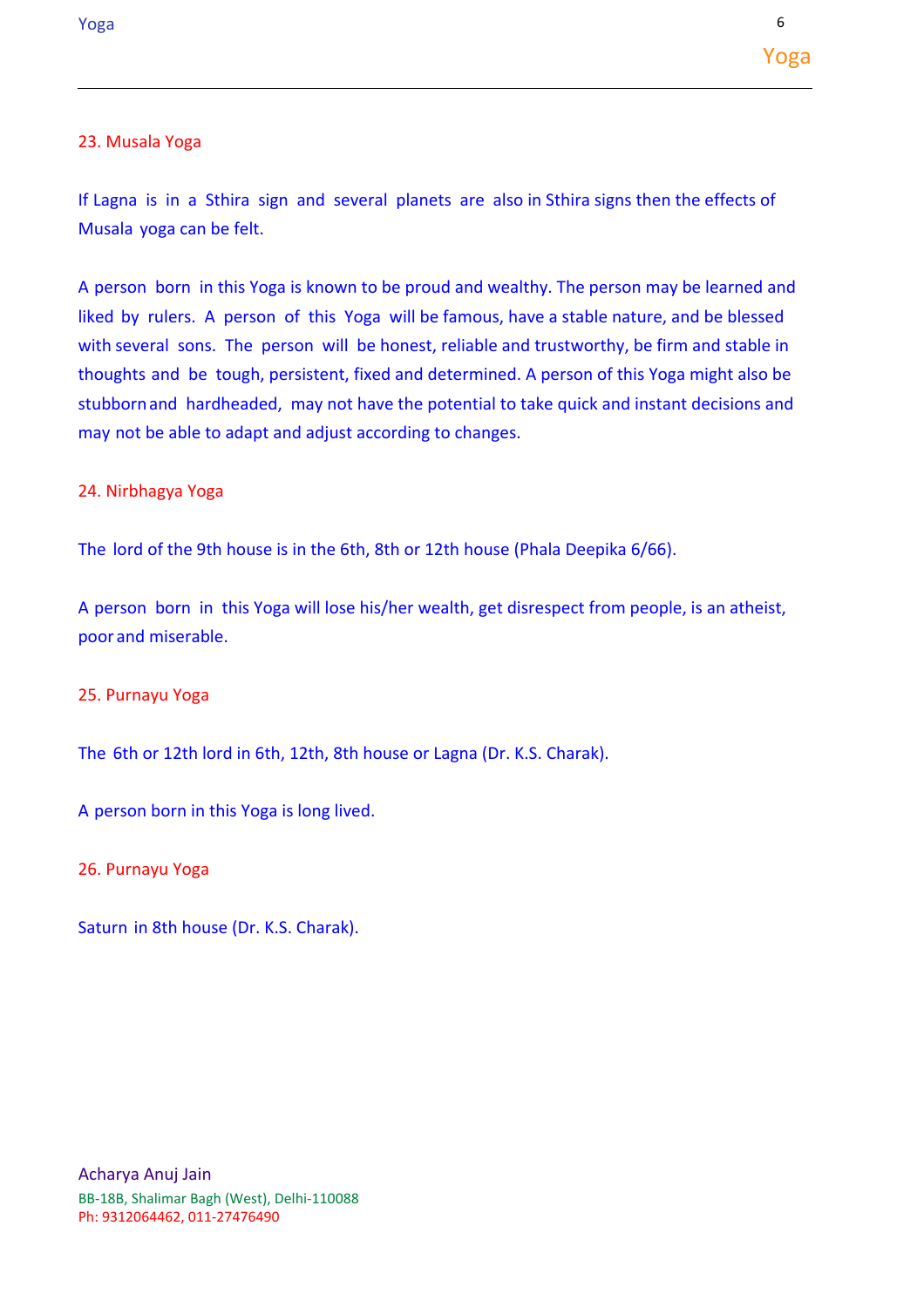## 23. Musala Yoga

If Lagna is in a Sthira sign and several planets are also in Sthira signs then the effects of Musala yoga can be felt.

A person born in this Yoga is known to be proud and wealthy. The person may be learned and liked by rulers. A person of this Yoga will be famous, have a stable nature, and be blessed with several sons. The person will be honest, reliable and trustworthy, be firm and stable in thoughts and be tough, persistent, fixed and determined. A person of this Yoga might also be stubborn and hardheaded, may not have the potential to take quick and instant decisions and may not be able to adapt and adjust according to changes.

## 24. Nirbhagya Yoga

The lord of the 9th house is in the 6th, 8th or 12th house (Phala Deepika 6/66).

A person born in this Yoga will lose his/her wealth, get disrespect from people, is an atheist, poor and miserable.

## 25. Purnayu Yoga

The 6th or 12th lord in 6th, 12th, 8th house or Lagna (Dr. K.S. Charak).

A person born in this Yoga is long lived.

## 26. Purnayu Yoga

Saturn in 8th house (Dr. K.S. Charak).

Acharya Anuj Jain
BB-18B, Shalimar Bagh (West), Delhi-110088
Ph: 9312064462, 011-27476490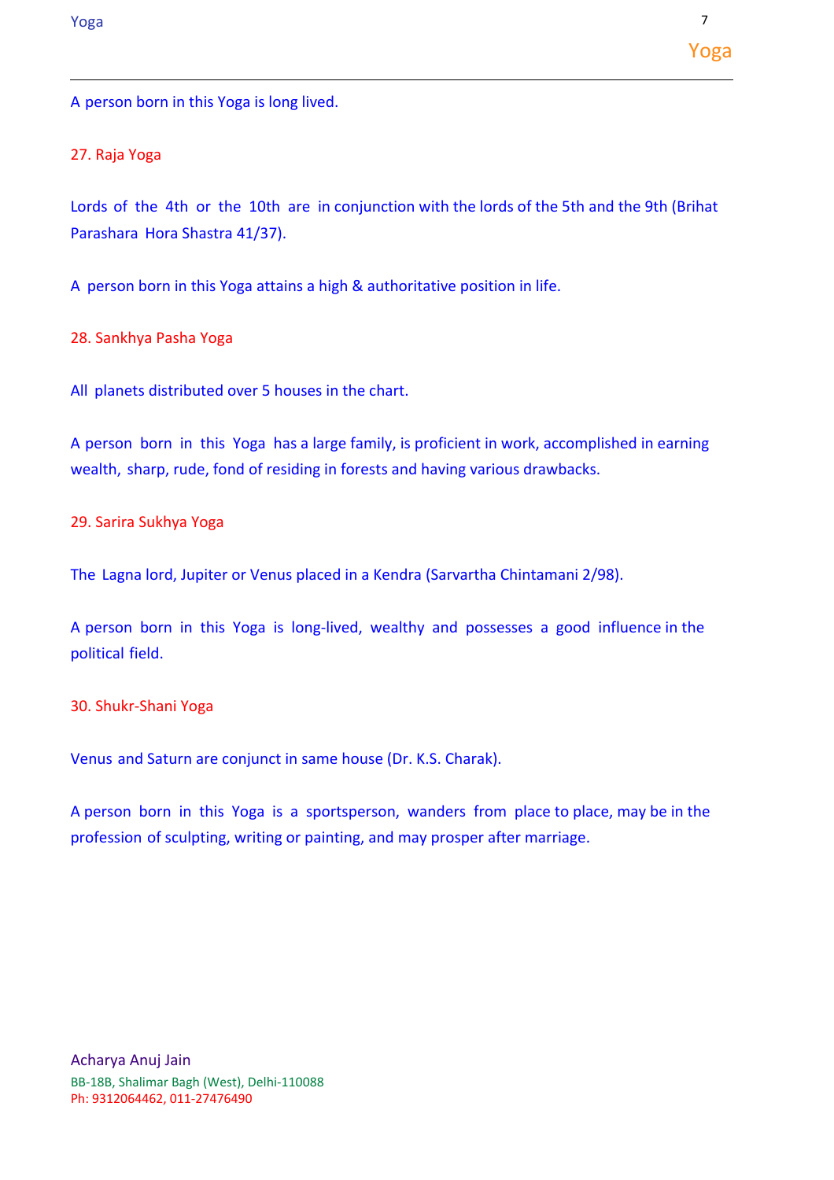A person born in this Yoga is long lived.

## 27. Raja Yoga

Lords of the 4th or the 10th are in conjunction with the lords of the 5th and the 9th (Brihat Parashara Hora Shastra 41/37).

A person born in this Yoga attains a high & authoritative position in life.

## 28. Sankhya Pasha Yoga

All planets distributed over 5 houses in the chart.

A person born in this Yoga has a large family, is proficient in work, accomplished in earning wealth, sharp, rude, fond of residing in forests and having various drawbacks.

## 29. Sarira Sukhya Yoga

The Lagna lord, Jupiter or Venus placed in a Kendra (Sarvartha Chintamani 2/98).

A person born in this Yoga is long-lived, wealthy and possesses a good influence in the political field.

## 30. Shukr-Shani Yoga

Venus and Saturn are conjunct in same house (Dr. K.S. Charak).

A person born in this Yoga is a sportsperson, wanders from place to place, may be in the profession of sculpting, writing or painting, and may prosper after marriage.

Acharya Anuj Jain
BB-18B, Shalimar Bagh (West), Delhi-110088
Ph: 9312064462, 011-27476490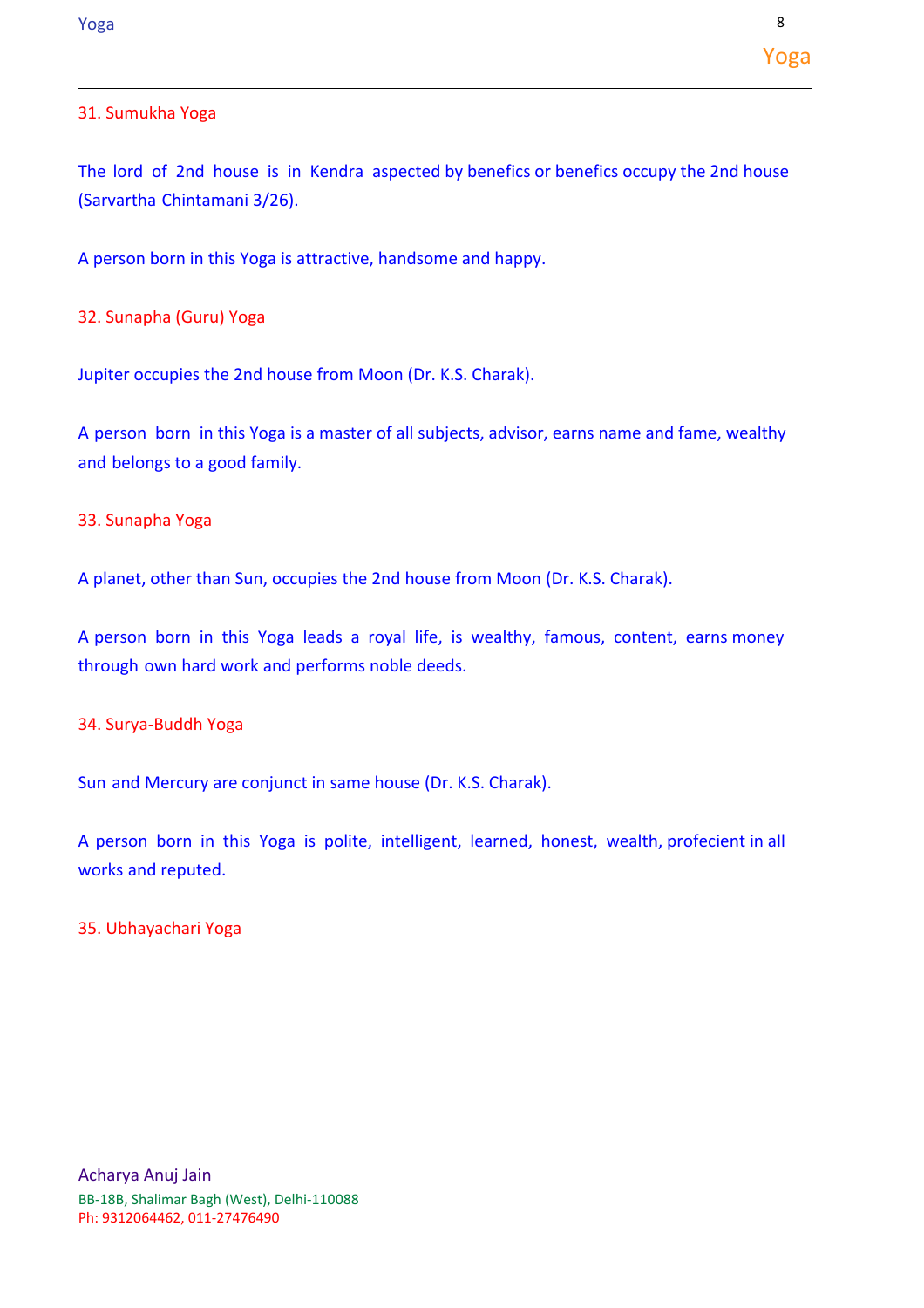## 31. Sumukha Yoga

The lord of 2nd house is in Kendra aspected by benefics or benefics occupy the 2nd house (Sarvartha Chintamani 3/26).

A person born in this Yoga is attractive, handsome and happy.

## 32. Sunapha (Guru) Yoga

Jupiter occupies the 2nd house from Moon (Dr. K.S. Charak).

A person born in this Yoga is a master of all subjects, advisor, earns name and fame, wealthy and belongs to a good family.

## 33. Sunapha Yoga

A planet, other than Sun, occupies the 2nd house from Moon (Dr. K.S. Charak).

A person born in this Yoga leads a royal life, is wealthy, famous, content, earns money through own hard work and performs noble deeds.

## 34. Surya-Buddh Yoga

Sun and Mercury are conjunct in same house (Dr. K.S. Charak).

A person born in this Yoga is polite, intelligent, learned, honest, wealth, profecient in all works and reputed.

## 35. Ubhayachari Yoga

Acharya Anuj Jain
BB-18B, Shalimar Bagh (West), Delhi-110088
Ph: 9312064462, 011-27476490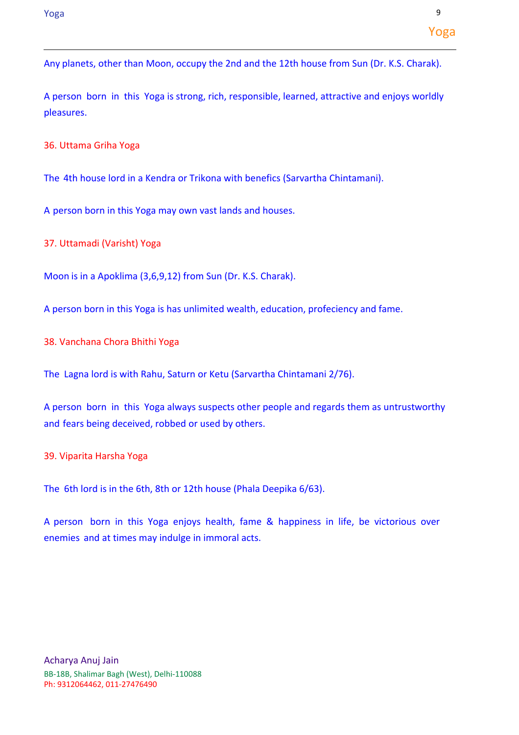Any planets, other than Moon, occupy the 2nd and the 12th house from Sun (Dr. K.S. Charak).

A person born in this Yoga is strong, rich, responsible, learned, attractive and enjoys worldly pleasures.

## 36. Uttama Griha Yoga

The 4th house lord in a Kendra or Trikona with benefics (Sarvartha Chintamani).

A person born in this Yoga may own vast lands and houses.

## 37. Uttamadi (Varisht) Yoga

Moon is in a Apoklima (3,6,9,12) from Sun (Dr. K.S. Charak).

A person born in this Yoga is has unlimited wealth, education, profeciency and fame.

## 38. Vanchana Chora Bhithi Yoga

The Lagna lord is with Rahu, Saturn or Ketu (Sarvartha Chintamani 2/76).

A person born in this Yoga always suspects other people and regards them as untrustworthy and fears being deceived, robbed or used by others.

## 39. Viparita Harsha Yoga

The 6th lord is in the 6th, 8th or 12th house (Phala Deepika 6/63).

A person born in this Yoga enjoys health, fame & happiness in life, be victorious over enemies and at times may indulge in immoral acts.

Acharya Anuj Jain
BB-18B, Shalimar Bagh (West), Delhi-110088
Ph: 9312064462, 011-27476490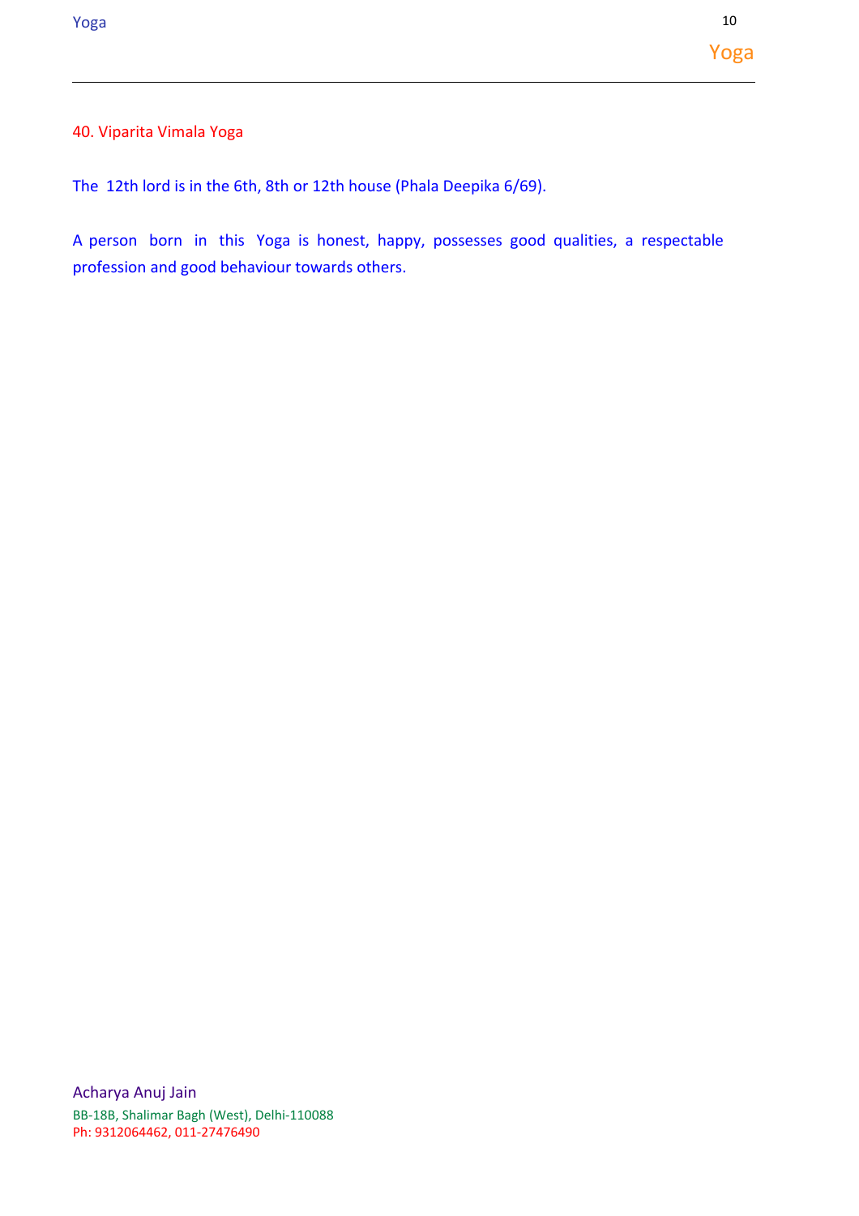## 40. Viparita Vimala Yoga

The 12th lord is in the 6th, 8th or 12th house (Phala Deepika 6/69).

A person born in this Yoga is honest, happy, possesses good qualities, a respectable profession and good behaviour towards others.

Acharya Anuj Jain
BB-18B, Shalimar Bagh (West), Delhi-110088
Ph: 9312064462, 011-27476490